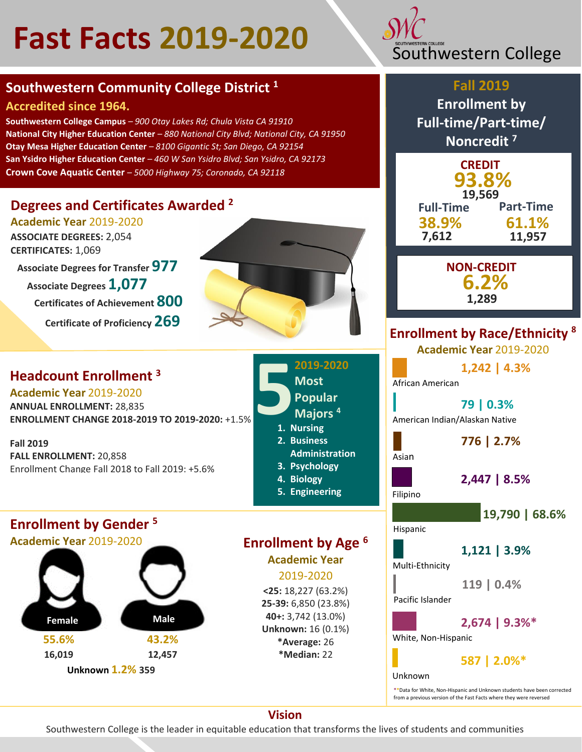# Fast Facts 2019-2020

Southwestern College

## Southwestern Community College District [1]

**Accredited since 1964.**

**Southwestern College Campus** – *900 Otay Lakes Rd; Chula Vista CA 91910*
**National City Higher Education Center** – *880 National City Blvd; National City, CA 91950*
**Otay Mesa Higher Education Center** – *8100 Gigantic St; San Diego, CA 92154*
**San Ysidro Higher Education Center** – *460 W San Ysidro Blvd; San Ysidro, CA 92173*
**Crown Cove Aquatic Center** – *5000 Highway 75; Coronado, CA 92118*

## Degrees and Certificates Awarded [2]

**Academic Year** 2019-2020

**ASSOCIATE DEGREES:** 2,054
**CERTIFICATES:** 1,069

- Associate Degrees for Transfer **977**
- Associate Degrees **1,077**
- Certificates of Achievement **800**
- Certificate of Proficiency **269**

## Headcount Enrollment [3]

**Academic Year** 2019-2020

**ANNUAL ENROLLMENT:** 28,835
**ENROLLMENT CHANGE 2018-2019 TO 2019-2020:** +1.5%

**Fall 2019**
**FALL ENROLLMENT:** 20,858
Enrollment Change Fall 2018 to Fall 2019: +5.6%

## 5 2019-2020 Most Popular Majors [4]

1. Nursing
2. Business Administration
3. Psychology
4. Biology
5. Engineering

## Enrollment by Gender [5]

**Academic Year** 2019-2020

| Female | Male |
|---|---|
| 55.6% | 43.2% |
| 16,019 | 12,457 |

**Unknown 1.2% 359**

## Enrollment by Age [6]

**Academic Year 2019-2020**

**<25:** 18,227 (63.2%)
**25-39:** 6,850 (23.8%)
**40+:** 3,742 (13.0%)
**Unknown:** 16 (0.1%)
***Average:** 26
***Median:** 22

## Fall 2019 Enrollment by Full-time/Part-time/Noncredit [7]

**CREDIT**
**93.8%**
**19,569**

| Full-Time | Part-Time |
|---|---|
| 38.9% | 61.1% |
| 7,612 | 11,957 |

**NON-CREDIT**
**6.2%**
**1,289**

## Enrollment by Race/Ethnicity [8]

**Academic Year** 2019-2020

| Race/Ethnicity | Count | Percent |
|---|---|---|
| African American | 1,242 | 4.3% |
| American Indian/Alaskan Native | 79 | 0.3% |
| Asian | 776 | 2.7% |
| Filipino | 2,447 | 8.5% |
| Hispanic | 19,790 | 68.6% |
| Multi-Ethnicity | 1,121 | 3.9% |
| Pacific Islander | 119 | 0.4% |
| White, Non-Hispanic | 2,674 | 9.3%* |
| Unknown | 587 | 2.0%* |

**Data for White, Non-Hispanic and Unknown students have been corrected from a previous version of the Fast Facts where they were reversed

## Vision

Southwestern College is the leader in equitable education that transforms the lives of students and communities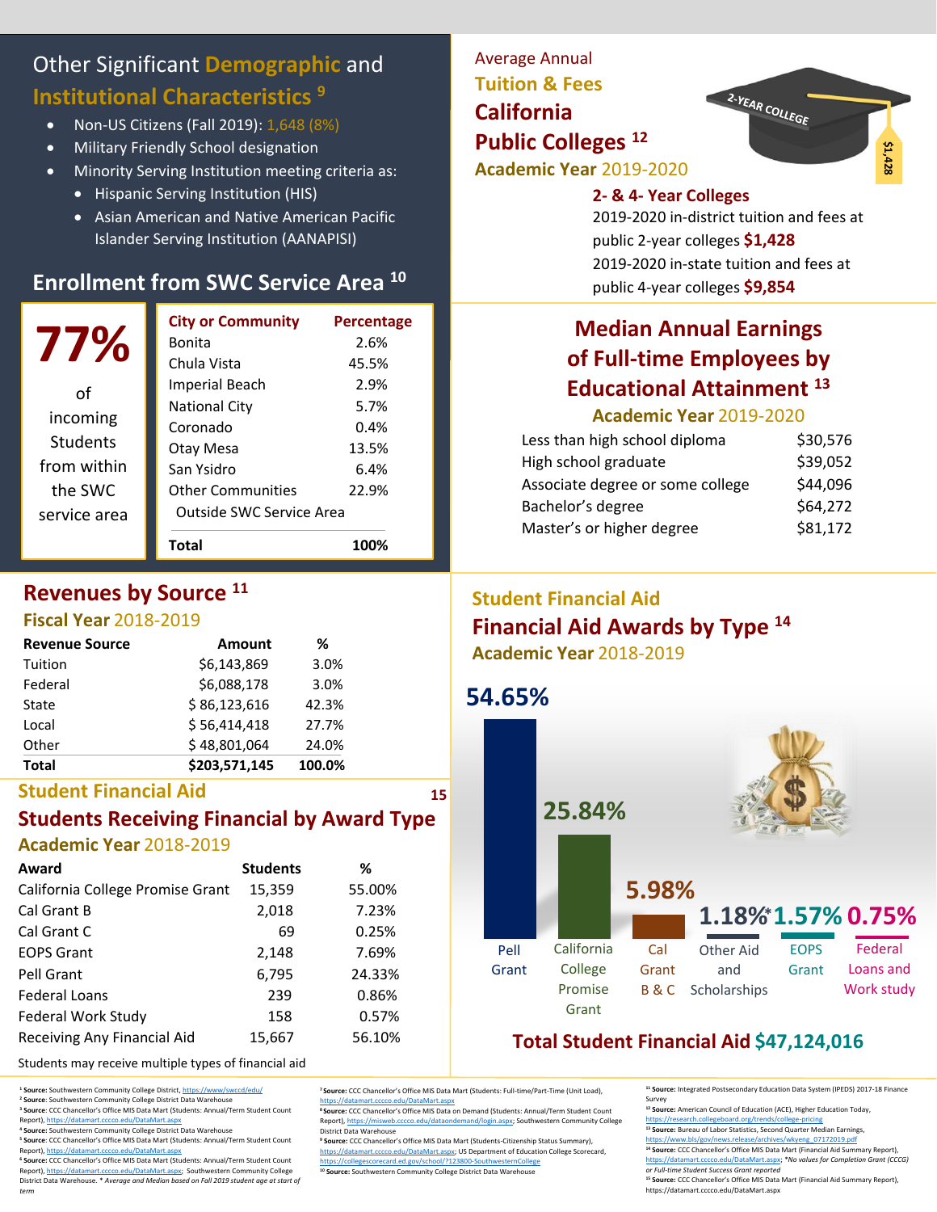## Other Significant Demographic and Institutional Characteristics [9]

- Non-US Citizens (Fall 2019): 1,648 (8%)
- Military Friendly School designation
- Minority Serving Institution meeting criteria as:
  - Hispanic Serving Institution (HIS)
  - Asian American and Native American Pacific Islander Serving Institution (AANAPISI)

## Enrollment from SWC Service Area [10]

**77%** of incoming Students from within the SWC service area

| City or Community | Percentage |
|---|---|
| Bonita | 2.6% |
| Chula Vista | 45.5% |
| Imperial Beach | 2.9% |
| National City | 5.7% |
| Coronado | 0.4% |
| Otay Mesa | 13.5% |
| San Ysidro | 6.4% |
| Other Communities Outside SWC Service Area | 22.9% |
| **Total** | **100%** |

## Average Annual Tuition & Fees California Public Colleges [12]

### Academic Year 2019-2020

2-YEAR COLLEGE
$1,428

**2- & 4- Year Colleges**

2019-2020 in-district tuition and fees at public 2-year colleges **$1,428**

2019-2020 in-state tuition and fees at public 4-year colleges **$9,854**

## Median Annual Earnings of Full-time Employees by Educational Attainment [13]

### Academic Year 2019-2020

| | |
|---|---|
| Less than high school diploma | $30,576 |
| High school graduate | $39,052 |
| Associate degree or some college | $44,096 |
| Bachelor's degree | $64,272 |
| Master's or higher degree | $81,172 |

## Revenues by Source [11]

### Fiscal Year 2018-2019

| Revenue Source | Amount | % |
|---|---|---|
| Tuition | $6,143,869 | 3.0% |
| Federal | $6,088,178 | 3.0% |
| State | $ 86,123,616 | 42.3% |
| Local | $ 56,414,418 | 27.7% |
| Other | $ 48,801,064 | 24.0% |
| **Total** | **$203,571,145** | **100.0%** |

## Student Financial Aid

## Students Receiving Financial by Award Type [15]

### Academic Year 2018-2019

| Award | Students | % |
|---|---|---|
| California College Promise Grant | 15,359 | 55.00% |
| Cal Grant B | 2,018 | 7.23% |
| Cal Grant C | 69 | 0.25% |
| EOPS Grant | 2,148 | 7.69% |
| Pell Grant | 6,795 | 24.33% |
| Federal Loans | 239 | 0.86% |
| Federal Work Study | 158 | 0.57% |
| Receiving Any Financial Aid | 15,667 | 56.10% |

Students may receive multiple types of financial aid

## Student Financial Aid

## Financial Aid Awards by Type [14]

### Academic Year 2018-2019

54.65%
Pell Grant

25.84%
California College Promise Grant

5.98%
Cal Grant B & C

1.18%*
Other Aid and Scholarships

1.57%
EOPS Grant

0.75%
Federal Loans and Work study

**Total Student Financial Aid $47,124,016**

---

[1] **Source:** Southwestern Community College District, https://www.swccd/edu/
[2] **Source:** Southwestern Community College District Data Warehouse
[3] **Source:** CCC Chancellor's Office MIS Data Mart (Students: Annual/Term Student Count Report), https://datamart.cccco.edu/DataMart.aspx
[4] **Source:** Southwestern Community College District Data Warehouse
[5] **Source:** CCC Chancellor's Office MIS Data Mart (Students: Annual/Term Student Count Report), https://datamart.cccco.edu/DataMart.aspx
[6] **Source:** CCC Chancellor's Office MIS Data Mart (Students: Annual/Term Student Count Report), https://datamart.cccco.edu/DataMart.aspx; Southwestern Community College District Data Warehouse. * *Average and Median based on Fall 2019 student age at start of term*
[7] **Source:** CCC Chancellor's Office MIS Data Mart (Students: Full-time/Part-Time (Unit Load), https://datamart.cccco.edu/DataMart.aspx
[8] **Source:** CCC Chancellor's Office MIS Data on Demand (Students: Annual/Term Student Count Report), https://misweb.cccco.edu/dataondemand/login.aspx; Southwestern Community College District Data Warehouse
[9] **Source:** CCC Chancellor's Office MIS Data Mart (Students-Citizenship Status Summary), https://datamart.cccco.edu/DataMart.aspx; US Department of Education College Scorecard, https://collegescorecard.ed.gov/school/?123800-SouthwesternCollege
[10] **Source:** Southwestern Community College District Data Warehouse
[11] **Source:** Integrated Postsecondary Education Data System (IPEDS) 2017-18 Finance Survey
[12] **Source:** American Council of Education (ACE), Higher Education Today, https://research.collegeboard.org/trends/college-pricing
[13] **Source:** Bureau of Labor Statistics, Second Quarter Median Earnings, https://www.bls/gov/news.release/archives/wkyeng_07172019.pdf
[14] **Source:** CCC Chancellor's Office MIS Data Mart (Financial Aid Summary Report), https://datamart.cccco.edu/DataMart.aspx; **No values for Completion Grant (CCCG) or Full-time Student Success Grant reported*
[15] **Source:** CCC Chancellor's Office MIS Data Mart (Financial Aid Summary Report), https://datamart.cccco.edu/DataMart.aspx